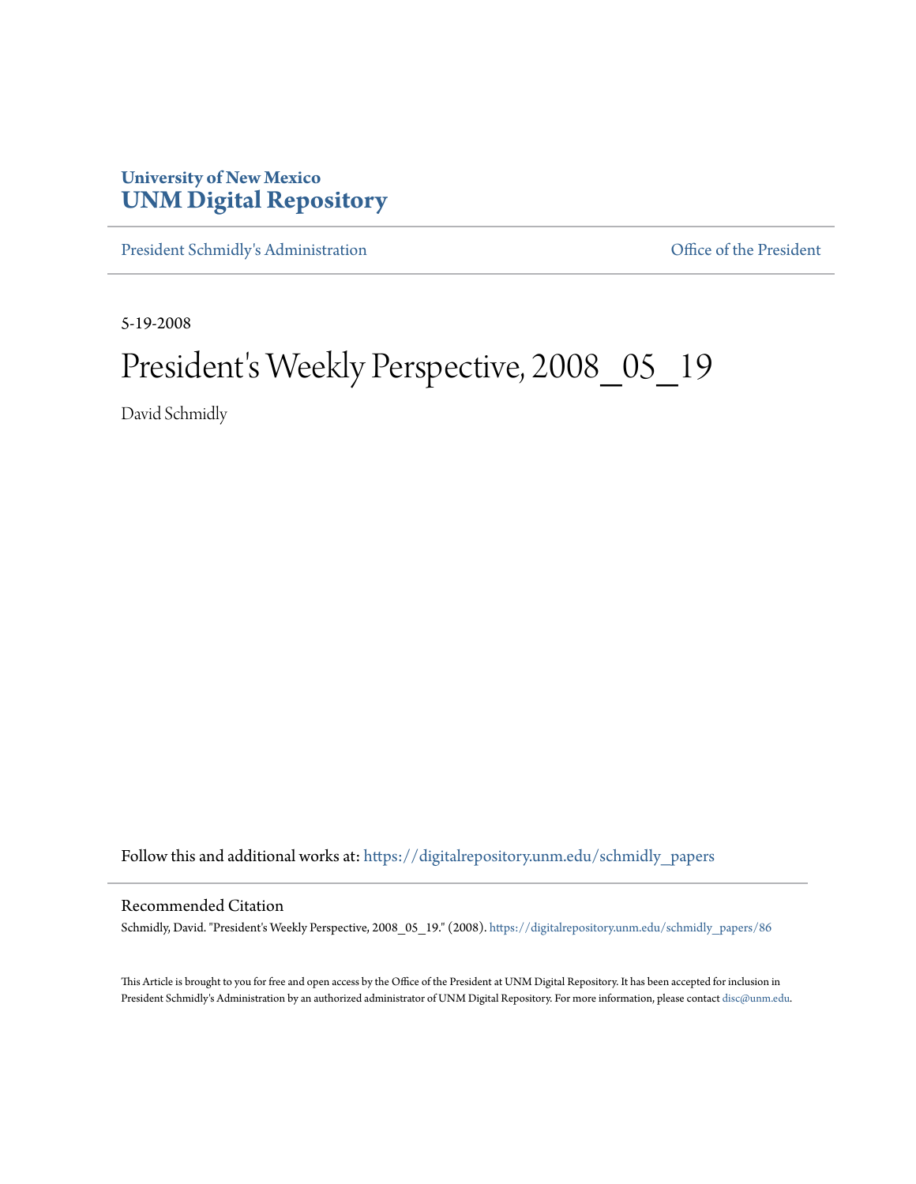**University of New Mexico**
**UNM Digital Repository**

President Schmidly's Administration | Office of the President

5-19-2008

# President's Weekly Perspective, 2008_05_19

David Schmidly

Follow this and additional works at: https://digitalrepository.unm.edu/schmidly_papers

## Recommended Citation

Schmidly, David. "President's Weekly Perspective, 2008_05_19." (2008). https://digitalrepository.unm.edu/schmidly_papers/86

This Article is brought to you for free and open access by the Office of the President at UNM Digital Repository. It has been accepted for inclusion in President Schmidly's Administration by an authorized administrator of UNM Digital Repository. For more information, please contact disc@unm.edu.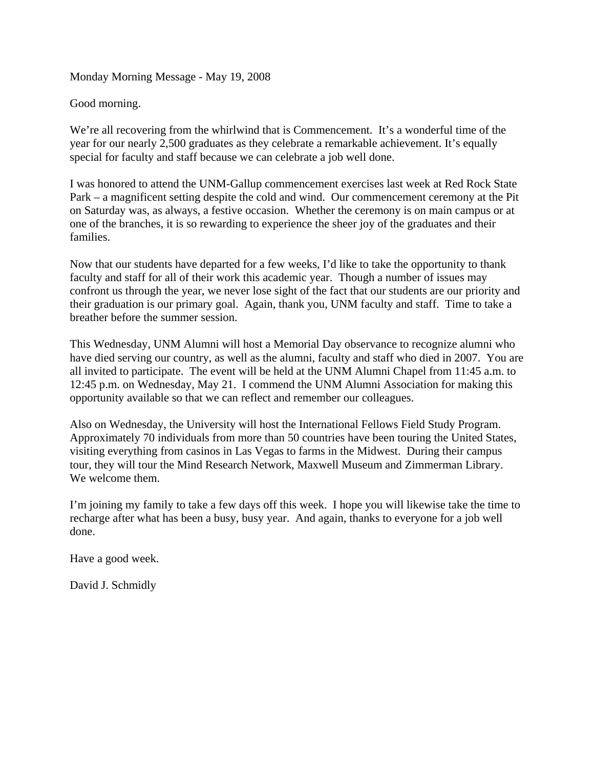Monday Morning Message - May 19, 2008

Good morning.

We're all recovering from the whirlwind that is Commencement. It's a wonderful time of the year for our nearly 2,500 graduates as they celebrate a remarkable achievement. It's equally special for faculty and staff because we can celebrate a job well done.

I was honored to attend the UNM-Gallup commencement exercises last week at Red Rock State Park – a magnificent setting despite the cold and wind. Our commencement ceremony at the Pit on Saturday was, as always, a festive occasion. Whether the ceremony is on main campus or at one of the branches, it is so rewarding to experience the sheer joy of the graduates and their families.

Now that our students have departed for a few weeks, I'd like to take the opportunity to thank faculty and staff for all of their work this academic year. Though a number of issues may confront us through the year, we never lose sight of the fact that our students are our priority and their graduation is our primary goal. Again, thank you, UNM faculty and staff. Time to take a breather before the summer session.

This Wednesday, UNM Alumni will host a Memorial Day observance to recognize alumni who have died serving our country, as well as the alumni, faculty and staff who died in 2007. You are all invited to participate. The event will be held at the UNM Alumni Chapel from 11:45 a.m. to 12:45 p.m. on Wednesday, May 21. I commend the UNM Alumni Association for making this opportunity available so that we can reflect and remember our colleagues.

Also on Wednesday, the University will host the International Fellows Field Study Program. Approximately 70 individuals from more than 50 countries have been touring the United States, visiting everything from casinos in Las Vegas to farms in the Midwest. During their campus tour, they will tour the Mind Research Network, Maxwell Museum and Zimmerman Library. We welcome them.

I'm joining my family to take a few days off this week. I hope you will likewise take the time to recharge after what has been a busy, busy year. And again, thanks to everyone for a job well done.

Have a good week.

David J. Schmidly